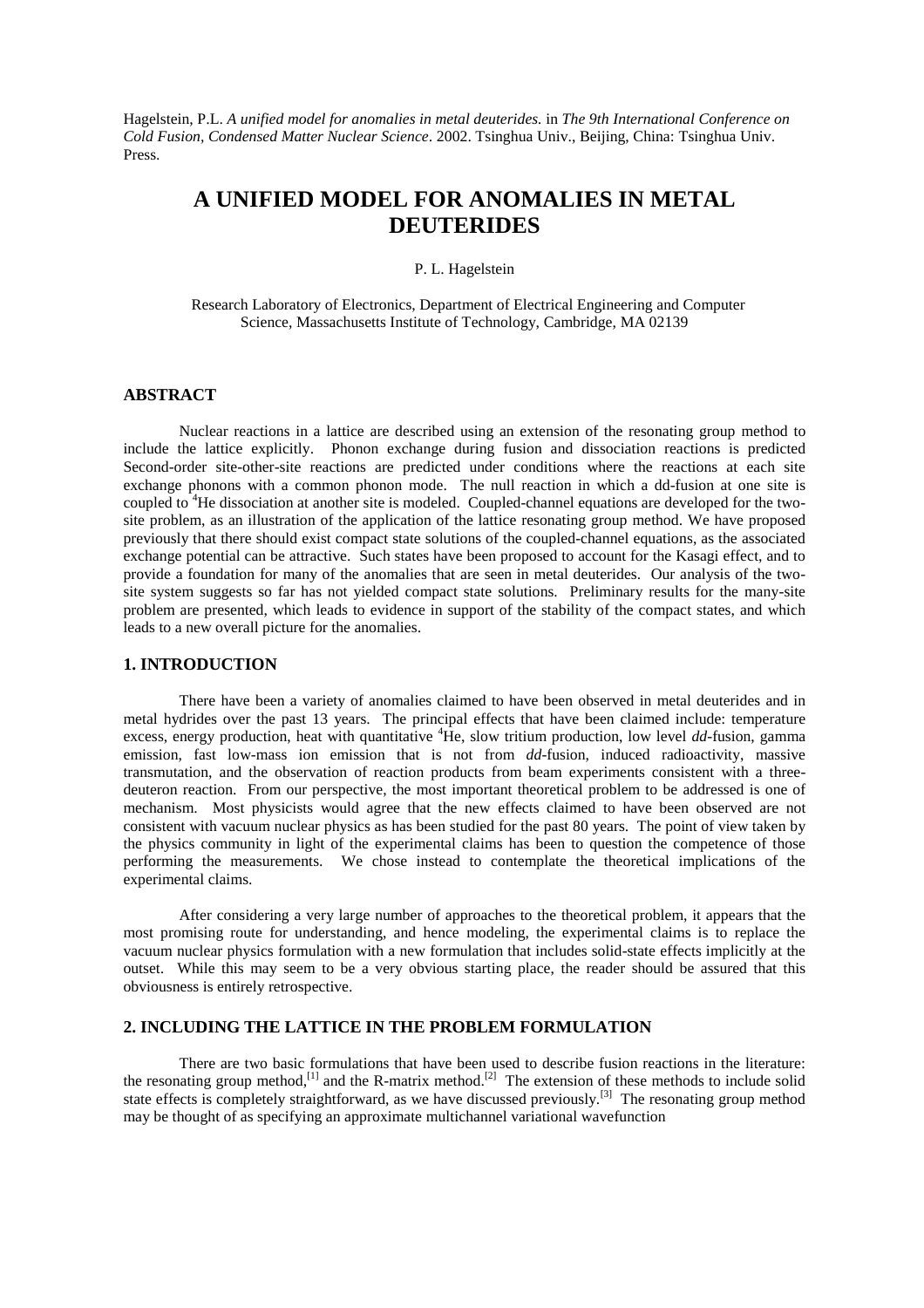Hagelstein, P.L. *A unified model for anomalies in metal deuterides.* in *The 9th International Conference on Cold Fusion, Condensed Matter Nuclear Science*. 2002. Tsinghua Univ., Beijing, China: Tsinghua Univ. Press.

# A UNIFIED MODEL FOR ANOMALIES IN METAL DEUTERIDES

P. L. Hagelstein

Research Laboratory of Electronics, Department of Electrical Engineering and Computer Science, Massachusetts Institute of Technology, Cambridge, MA 02139

## ABSTRACT

Nuclear reactions in a lattice are described using an extension of the resonating group method to include the lattice explicitly. Phonon exchange during fusion and dissociation reactions is predicted Second-order site-other-site reactions are predicted under conditions where the reactions at each site exchange phonons with a common phonon mode. The null reaction in which a dd-fusion at one site is coupled to $^4$He dissociation at another site is modeled. Coupled-channel equations are developed for the two-site problem, as an illustration of the application of the lattice resonating group method. We have proposed previously that there should exist compact state solutions of the coupled-channel equations, as the associated exchange potential can be attractive. Such states have been proposed to account for the Kasagi effect, and to provide a foundation for many of the anomalies that are seen in metal deuterides. Our analysis of the two-site system suggests so far has not yielded compact state solutions. Preliminary results for the many-site problem are presented, which leads to evidence in support of the stability of the compact states, and which leads to a new overall picture for the anomalies.

## 1. INTRODUCTION

There have been a variety of anomalies claimed to have been observed in metal deuterides and in metal hydrides over the past 13 years. The principal effects that have been claimed include: temperature excess, energy production, heat with quantitative $^4$He, slow tritium production, low level *dd*-fusion, gamma emission, fast low-mass ion emission that is not from *dd*-fusion, induced radioactivity, massive transmutation, and the observation of reaction products from beam experiments consistent with a three-deuteron reaction. From our perspective, the most important theoretical problem to be addressed is one of mechanism. Most physicists would agree that the new effects claimed to have been observed are not consistent with vacuum nuclear physics as has been studied for the past 80 years. The point of view taken by the physics community in light of the experimental claims has been to question the competence of those performing the measurements. We chose instead to contemplate the theoretical implications of the experimental claims.

After considering a very large number of approaches to the theoretical problem, it appears that the most promising route for understanding, and hence modeling, the experimental claims is to replace the vacuum nuclear physics formulation with a new formulation that includes solid-state effects implicitly at the outset. While this may seem to be a very obvious starting place, the reader should be assured that this obviousness is entirely retrospective.

## 2. INCLUDING THE LATTICE IN THE PROBLEM FORMULATION

There are two basic formulations that have been used to describe fusion reactions in the literature: the resonating group method,[1] and the R-matrix method.[2] The extension of these methods to include solid state effects is completely straightforward, as we have discussed previously.[3] The resonating group method may be thought of as specifying an approximate multichannel variational wavefunction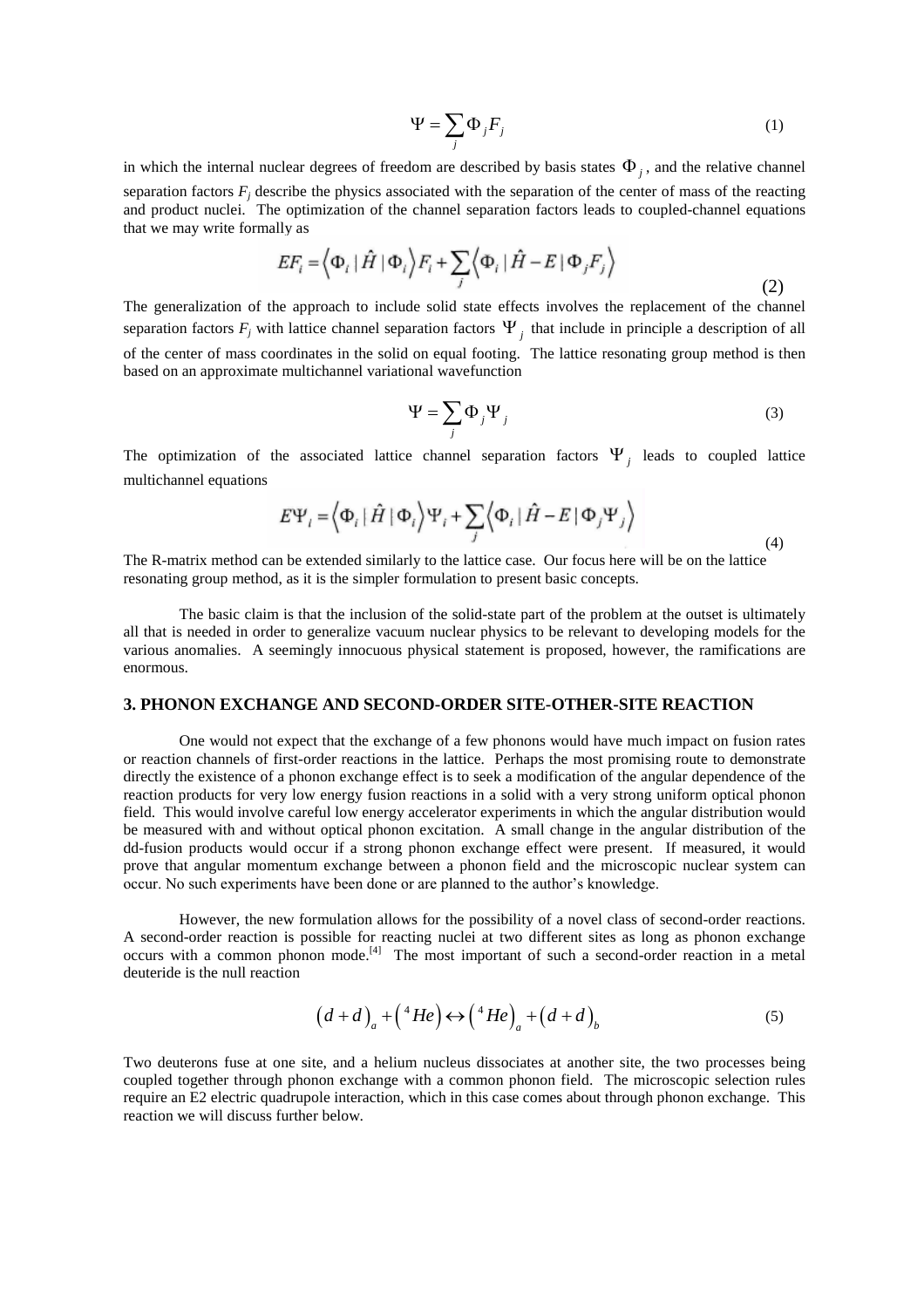$$\Psi = \sum_j \Phi_j F_j \tag{1}$$

in which the internal nuclear degrees of freedom are described by basis states $\Phi_j$, and the relative channel separation factors $F_j$ describe the physics associated with the separation of the center of mass of the reacting and product nuclei. The optimization of the channel separation factors leads to coupled-channel equations that we may write formally as

$$EF_i = \langle \Phi_i | \hat{H} | \Phi_i \rangle F_i + \sum_j \langle \Phi_i | \hat{H} - E | \Phi_j F_j \rangle \tag{2}$$

The generalization of the approach to include solid state effects involves the replacement of the channel separation factors $F_j$ with lattice channel separation factors $\Psi_j$ that include in principle a description of all of the center of mass coordinates in the solid on equal footing. The lattice resonating group method is then based on an approximate multichannel variational wavefunction

$$\Psi = \sum_j \Phi_j \Psi_j \tag{3}$$

The optimization of the associated lattice channel separation factors $\Psi_j$ leads to coupled lattice multichannel equations

$$E\Psi_i = \langle \Phi_i | \hat{H} | \Phi_i \rangle \Psi_i + \sum_j \langle \Phi_i | \hat{H} - E | \Phi_j \Psi_j \rangle \tag{4}$$

The R-matrix method can be extended similarly to the lattice case. Our focus here will be on the lattice resonating group method, as it is the simpler formulation to present basic concepts.

The basic claim is that the inclusion of the solid-state part of the problem at the outset is ultimately all that is needed in order to generalize vacuum nuclear physics to be relevant to developing models for the various anomalies. A seemingly innocuous physical statement is proposed, however, the ramifications are enormous.

## 3. PHONON EXCHANGE AND SECOND-ORDER SITE-OTHER-SITE REACTION

One would not expect that the exchange of a few phonons would have much impact on fusion rates or reaction channels of first-order reactions in the lattice. Perhaps the most promising route to demonstrate directly the existence of a phonon exchange effect is to seek a modification of the angular dependence of the reaction products for very low energy fusion reactions in a solid with a very strong uniform optical phonon field. This would involve careful low energy accelerator experiments in which the angular distribution would be measured with and without optical phonon excitation. A small change in the angular distribution of the dd-fusion products would occur if a strong phonon exchange effect were present. If measured, it would prove that angular momentum exchange between a phonon field and the microscopic nuclear system can occur. No such experiments have been done or are planned to the author's knowledge.

However, the new formulation allows for the possibility of a novel class of second-order reactions. A second-order reaction is possible for reacting nuclei at two different sites as long as phonon exchange occurs with a common phonon mode.[4] The most important of such a second-order reaction in a metal deuteride is the null reaction

$$(d+d)_a + ({}^4He) \leftrightarrow ({}^4He)_a + (d+d)_b \tag{5}$$

Two deuterons fuse at one site, and a helium nucleus dissociates at another site, the two processes being coupled together through phonon exchange with a common phonon field. The microscopic selection rules require an E2 electric quadrupole interaction, which in this case comes about through phonon exchange. This reaction we will discuss further below.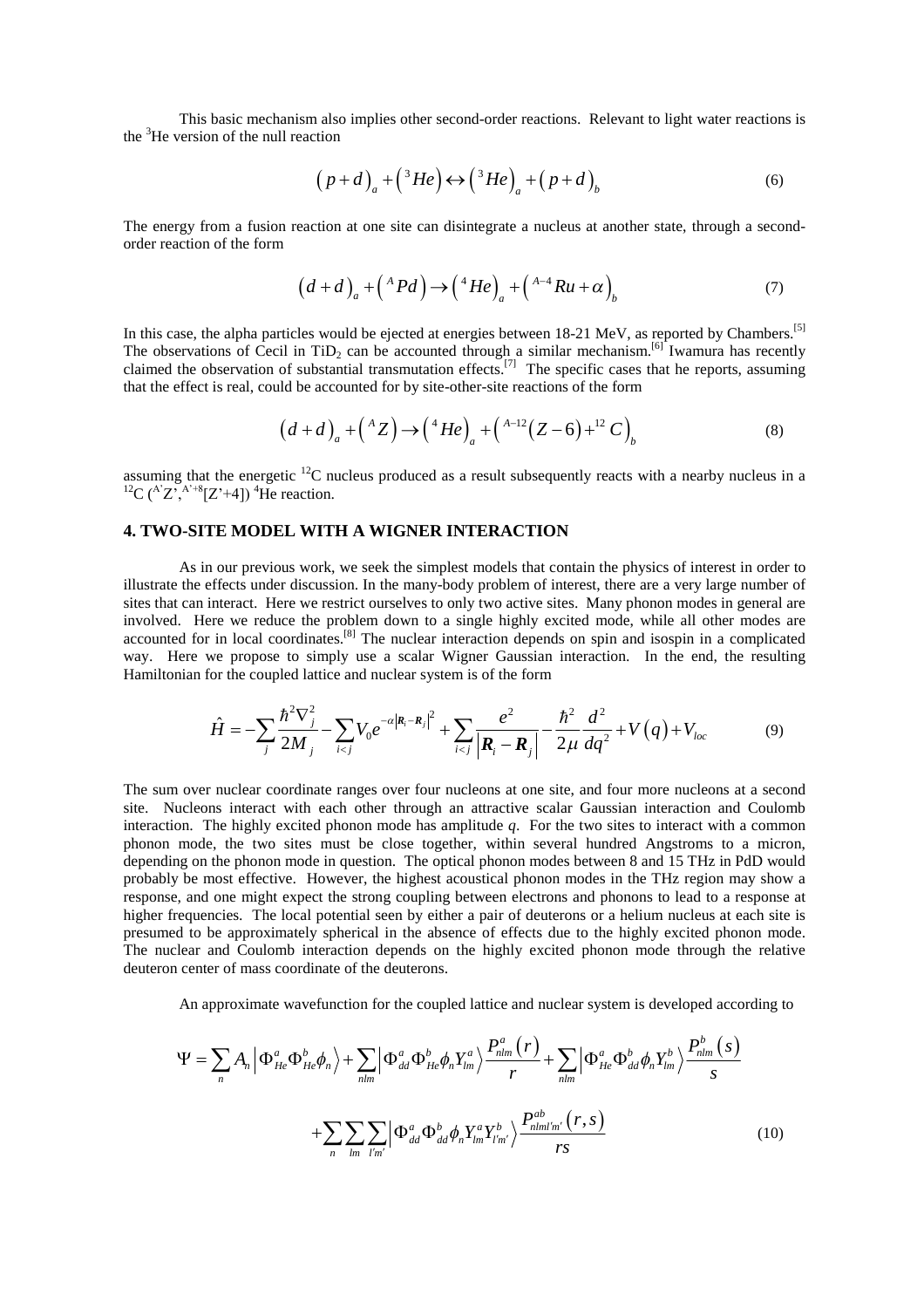This basic mechanism also implies other second-order reactions. Relevant to light water reactions is the $^3He$ version of the null reaction

$$\left(p+d\right)_a + \left({}^3He\right) \leftrightarrow \left({}^3He\right)_a + \left(p+d\right)_b \tag{6}$$

The energy from a fusion reaction at one site can disintegrate a nucleus at another state, through a second-order reaction of the form

$$\left(d+d\right)_a + \left({}^A Pd\right) \rightarrow \left({}^4He\right)_a + \left({}^{A-4}Ru + \alpha\right)_b \tag{7}$$

In this case, the alpha particles would be ejected at energies between 18-21 MeV, as reported by Chambers.[5] The observations of Cecil in $TiD_2$ can be accounted through a similar mechanism.[6] Iwamura has recently claimed the observation of substantial transmutation effects.[7] The specific cases that he reports, assuming that the effect is real, could be accounted for by site-other-site reactions of the form

$$\left(d+d\right)_a + \left({}^A Z\right) \rightarrow \left({}^4He\right)_a + \left({}^{A-12}\left(Z-6\right) + {}^{12}C\right)_b \tag{8}$$

assuming that the energetic $^{12}C$ nucleus produced as a result subsequently reacts with a nearby nucleus in a $^{12}C$ ($^{A'}Z'$,$^{A'+8}$[Z'+4]) $^4He$ reaction.

## 4. TWO-SITE MODEL WITH A WIGNER INTERACTION

As in our previous work, we seek the simplest models that contain the physics of interest in order to illustrate the effects under discussion. In the many-body problem of interest, there are a very large number of sites that can interact. Here we restrict ourselves to only two active sites. Many phonon modes in general are involved. Here we reduce the problem down to a single highly excited mode, while all other modes are accounted for in local coordinates.[8] The nuclear interaction depends on spin and isospin in a complicated way. Here we propose to simply use a scalar Wigner Gaussian interaction. In the end, the resulting Hamiltonian for the coupled lattice and nuclear system is of the form

$$\hat{H} = -\sum_j \frac{\hbar^2 \nabla_j^2}{2M_j} - \sum_{i<j} V_0 e^{-\alpha\left|\mathbf{R}_i - \mathbf{R}_j\right|^2} + \sum_{i<j} \frac{e^2}{\left|\mathbf{R}_i - \mathbf{R}_j\right|} - \frac{\hbar^2}{2\mu}\frac{d^2}{dq^2} + V\left(q\right) + V_{loc} \tag{9}$$

The sum over nuclear coordinate ranges over four nucleons at one site, and four more nucleons at a second site. Nucleons interact with each other through an attractive scalar Gaussian interaction and Coulomb interaction. The highly excited phonon mode has amplitude *q*. For the two sites to interact with a common phonon mode, the two sites must be close together, within several hundred Angstroms to a micron, depending on the phonon mode in question. The optical phonon modes between 8 and 15 THz in PdD would probably be most effective. However, the highest acoustical phonon modes in the THz region may show a response, and one might expect the strong coupling between electrons and phonons to lead to a response at higher frequencies. The local potential seen by either a pair of deuterons or a helium nucleus at each site is presumed to be approximately spherical in the absence of effects due to the highly excited phonon mode. The nuclear and Coulomb interaction depends on the highly excited phonon mode through the relative deuteron center of mass coordinate of the deuterons.

An approximate wavefunction for the coupled lattice and nuclear system is developed according to

$$\Psi = \sum_n A_n \left|\Phi_{He}^a \Phi_{He}^b \phi_n\right\rangle + \sum_{nlm} \left|\Phi_{dd}^a \Phi_{He}^b \phi_n Y_{lm}^a\right\rangle \frac{P_{nlm}^a\left(r\right)}{r} + \sum_{nlm} \left|\Phi_{He}^a \Phi_{dd}^b \phi_n Y_{lm}^b\right\rangle \frac{P_{nlm}^b\left(s\right)}{s}$$

$$+ \sum_n \sum_{lm} \sum_{l'm'} \left|\Phi_{dd}^a \Phi_{dd}^b \phi_n Y_{lm}^a Y_{l'm'}^b\right\rangle \frac{P_{nlml'm'}^{ab}\left(r,s\right)}{rs} \tag{10}$$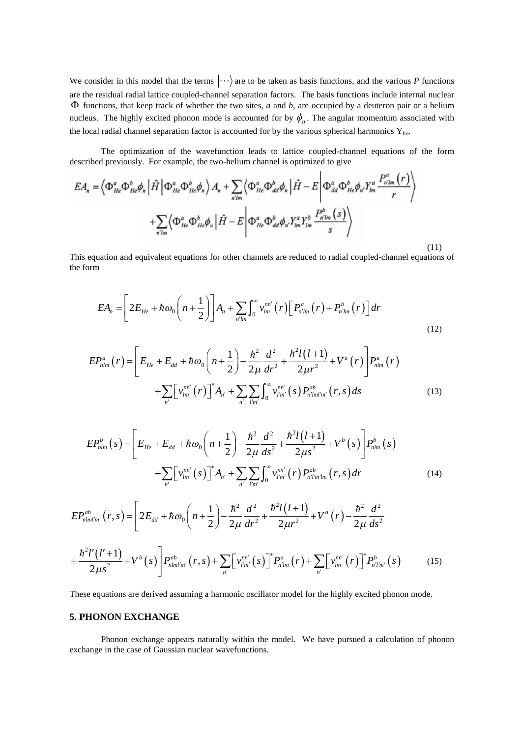We consider in this model that the terms $|\cdots\rangle$ are to be taken as basis functions, and the various *P* functions are the residual radial lattice coupled-channel separation factors. The basis functions include internal nuclear $\Phi$ functions, that keep track of whether the two sites, *a* and *b*, are occupied by a deuteron pair or a helium nucleus. The highly excited phonon mode is accounted for by $\phi_n$. The angular momentum associated with the local radial channel separation factor is accounted for by the various spherical harmonics $Y_{lm}$.

The optimization of the wavefunction leads to lattice coupled-channel equations of the form described previously. For example, the two-helium channel is optimized to give

$$
EA_n = \left\langle \Phi^a_{He}\Phi^b_{He}\phi_n \left| \hat{H} \right| \Phi^a_{He}\Phi^b_{He}\phi_n \right\rangle A_n + \sum_{n'lm} \left\langle \Phi^a_{He}\Phi^b_{dd}\phi_n \left| \hat{H} - E \right| \Phi^a_{dd}\Phi^b_{He}\phi_{n'} Y^a_{lm} \frac{P^a_{n'lm}(r)}{r} \right\rangle
+ \sum_{n'lm} \left\langle \Phi^a_{He}\Phi^b_{He}\phi_n \left| \hat{H} - E \right| \Phi^a_{He}\Phi^b_{dd}\phi_{n'} Y^a_{lm} Y^b_{lm} \frac{P^b_{n'lm}(s)}{s} \right\rangle \tag{11}
$$

This equation and equivalent equations for other channels are reduced to radial coupled-channel equations of the form

$$
EA_n = \left[ 2E_{He} + \hbar\omega_0 \left( n + \frac{1}{2} \right) \right] A_n + \sum_{n'lm} \int_0^\infty v^{nn'}_{lm}(r) \left[ P^a_{n'lm}(r) + P^b_{n'lm}(r) \right] dr \tag{12}
$$

$$
EP^a_{nlm}(r) = \left[ E_{He} + E_{dd} + \hbar\omega_0 \left( n + \frac{1}{2} \right) - \frac{\hbar^2}{2\mu}\frac{d^2}{dr^2} + \frac{\hbar^2 l(l+1)}{2\mu r^2} + V^a(r) \right] P^a_{nlm}(r)
+ \sum_{n'} \left[ v^{nn'}_{lm}(r) \right]^* A_{n'} + \sum_{n'} \sum_{l'm'} \int_0^\infty v^{nn'}_{l'm'}(s) P^{ab}_{n'lml'm'}(r,s)\, ds \tag{13}
$$

$$
EP^b_{nlm}(s) = \left[ E_{He} + E_{dd} + \hbar\omega_0 \left( n + \frac{1}{2} \right) - \frac{\hbar^2}{2\mu}\frac{d^2}{ds^2} + \frac{\hbar^2 l(l+1)}{2\mu s^2} + V^b(s) \right] P^b_{nlm}(s)
+ \sum_{n'} \left[ v^{nn'}_{lm}(s) \right]^* A_{n'} + \sum_{n'} \sum_{l'm'} \int_0^\infty v^{nn'}_{l'm'}(r) P^{ab}_{n'l'm'lm}(r,s)\, dr \tag{14}
$$

$$
EP^{ab}_{nlml'm'}(r,s) = \left[ 2E_{dd} + \hbar\omega_0 \left( n + \frac{1}{2} \right) - \frac{\hbar^2}{2\mu}\frac{d^2}{dr^2} + \frac{\hbar^2 l(l+1)}{2\mu r^2} + V^a(r) - \frac{\hbar^2}{2\mu}\frac{d^2}{ds^2}
+ \frac{\hbar^2 l'(l'+1)}{2\mu s^2} + V^b(s) \right] P^{ab}_{nlml'm'}(r,s) + \sum_{n'} \left[ v^{nn'}_{l'm'}(s) \right]^* P^a_{n'lm}(r) + \sum_{n'} \left[ v^{nn'}_{lm}(r) \right]^* P^b_{n'l'm'}(s) \tag{15}
$$

These equations are derived assuming a harmonic oscillator model for the highly excited phonon mode.

## 5. PHONON EXCHANGE

Phonon exchange appears naturally within the model. We have pursued a calculation of phonon exchange in the case of Gaussian nuclear wavefunctions.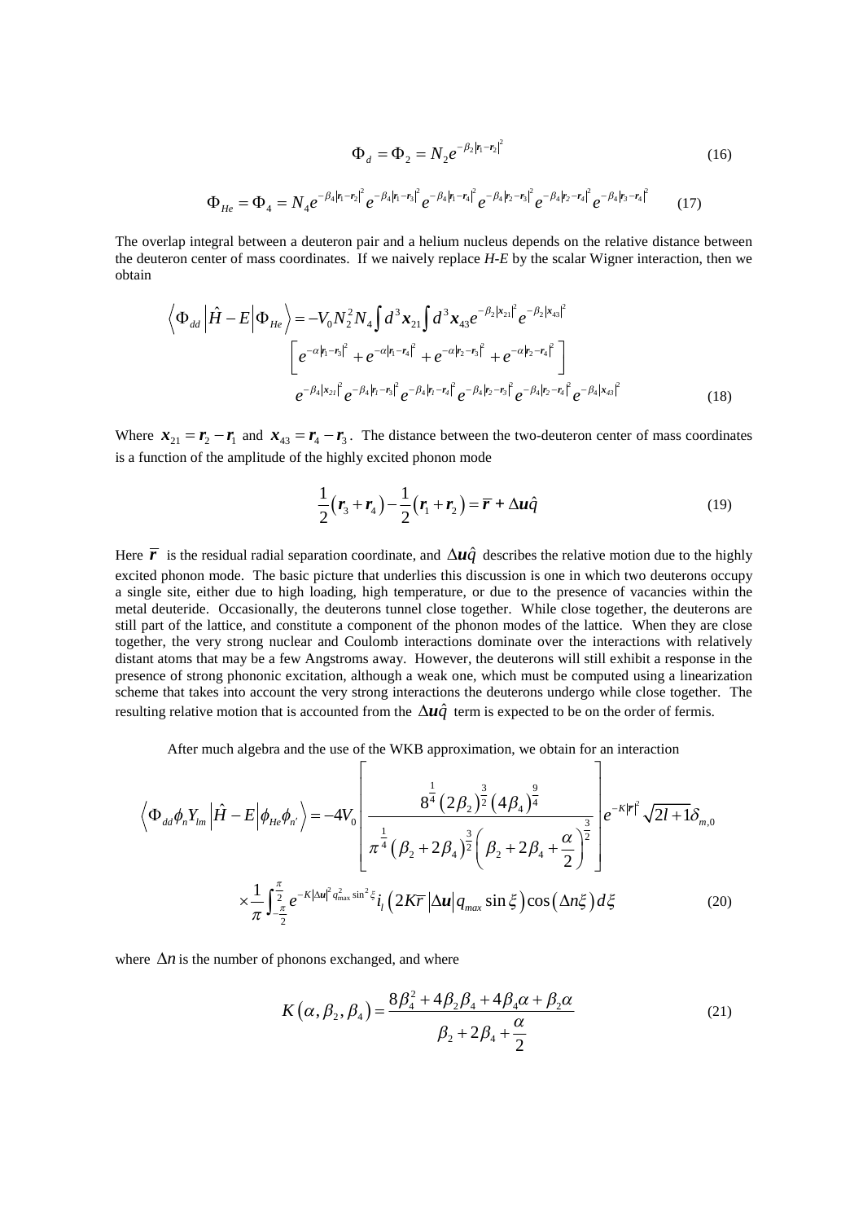$$\Phi_d = \Phi_2 = N_2 e^{-\beta_2 |\mathbf{r}_1 - \mathbf{r}_2|^2} \tag{16}$$

$$\Phi_{He} = \Phi_4 = N_4 e^{-\beta_4 |\mathbf{r}_1 - \mathbf{r}_2|^2} e^{-\beta_4 |\mathbf{r}_1 - \mathbf{r}_3|^2} e^{-\beta_4 |\mathbf{r}_1 - \mathbf{r}_4|^2} e^{-\beta_4 |\mathbf{r}_2 - \mathbf{r}_3|^2} e^{-\beta_4 |\mathbf{r}_2 - \mathbf{r}_4|^2} e^{-\beta_4 |\mathbf{r}_3 - \mathbf{r}_4|^2} \tag{17}$$

The overlap integral between a deuteron pair and a helium nucleus depends on the relative distance between the deuteron center of mass coordinates. If we naively replace *H-E* by the scalar Wigner interaction, then we obtain

$$\begin{aligned}
\left\langle \Phi_{dd} \left| \hat{H} - E \right| \Phi_{He} \right\rangle = -V_0 N_2^2 N_4 \int d^3 \mathbf{x}_{21} \int d^3 \mathbf{x}_{43} e^{-\beta_2 |\mathbf{x}_{21}|^2} e^{-\beta_2 |\mathbf{x}_{43}|^2} \\
\left[ e^{-\alpha |\mathbf{r}_1 - \mathbf{r}_3|^2} + e^{-\alpha |\mathbf{r}_1 - \mathbf{r}_4|^2} + e^{-\alpha |\mathbf{r}_2 - \mathbf{r}_3|^2} + e^{-\alpha |\mathbf{r}_2 - \mathbf{r}_4|^2} \right] \\
e^{-\beta_4 |\mathbf{x}_{21}|^2} e^{-\beta_4 |\mathbf{r}_1 - \mathbf{r}_3|^2} e^{-\beta_4 |\mathbf{r}_1 - \mathbf{r}_4|^2} e^{-\beta_4 |\mathbf{r}_2 - \mathbf{r}_3|^2} e^{-\beta_4 |\mathbf{r}_2 - \mathbf{r}_4|^2} e^{-\beta_4 |\mathbf{x}_{43}|^2}
\end{aligned} \tag{18}$$

Where $\mathbf{x}_{21} = \mathbf{r}_2 - \mathbf{r}_1$ and $\mathbf{x}_{43} = \mathbf{r}_4 - \mathbf{r}_3$. The distance between the two-deuteron center of mass coordinates is a function of the amplitude of the highly excited phonon mode

$$\frac{1}{2}\left(\mathbf{r}_3 + \mathbf{r}_4\right) - \frac{1}{2}\left(\mathbf{r}_1 + \mathbf{r}_2\right) = \overline{\mathbf{r}} + \Delta \mathbf{u} \hat{q} \tag{19}$$

Here $\overline{\mathbf{r}}$ is the residual radial separation coordinate, and $\Delta \mathbf{u} \hat{q}$ describes the relative motion due to the highly excited phonon mode. The basic picture that underlies this discussion is one in which two deuterons occupy a single site, either due to high loading, high temperature, or due to the presence of vacancies within the metal deuteride. Occasionally, the deuterons tunnel close together. While close together, the deuterons are still part of the lattice, and constitute a component of the phonon modes of the lattice. When they are close together, the very strong nuclear and Coulomb interactions dominate over the interactions with relatively distant atoms that may be a few Angstroms away. However, the deuterons will still exhibit a response in the presence of strong phononic excitation, although a weak one, which must be computed using a linearization scheme that takes into account the very strong interactions the deuterons undergo while close together. The resulting relative motion that is accounted from the $\Delta \mathbf{u} \hat{q}$ term is expected to be on the order of fermis.

After much algebra and the use of the WKB approximation, we obtain for an interaction

$$\begin{aligned}
\left\langle \Phi_{dd} \phi_n Y_{lm} \left| \hat{H} - E \right| \phi_{He} \phi_{n'} \right\rangle = -4V_0 \left[ \frac{8^{\frac{1}{4}} \left(2\beta_2\right)^{\frac{3}{2}} \left(4\beta_4\right)^{\frac{9}{4}}}{\pi^{\frac{1}{4}} \left(\beta_2 + 2\beta_4\right)^{\frac{3}{2}} \left(\beta_2 + 2\beta_4 + \frac{\alpha}{2}\right)^{\frac{3}{2}}} \right] e^{-K|\overline{\mathbf{r}}|^2} \sqrt{2l+1} \delta_{m,0} \\
\times \frac{1}{\pi} \int_{-\frac{\pi}{2}}^{\frac{\pi}{2}} e^{-K|\Delta \mathbf{u}|^2 q_{\max}^2 \sin^2 \xi} i_l \left(2K\overline{r} \left|\Delta \mathbf{u}\right| q_{\max} \sin \xi\right) \cos\left(\Delta n \xi\right) d\xi
\end{aligned} \tag{20}$$

where $\Delta n$ is the number of phonons exchanged, and where

$$K\left(\alpha, \beta_2, \beta_4\right) = \frac{8\beta_4^2 + 4\beta_2\beta_4 + 4\beta_4\alpha + \beta_2\alpha}{\beta_2 + 2\beta_4 + \dfrac{\alpha}{2}} \tag{21}$$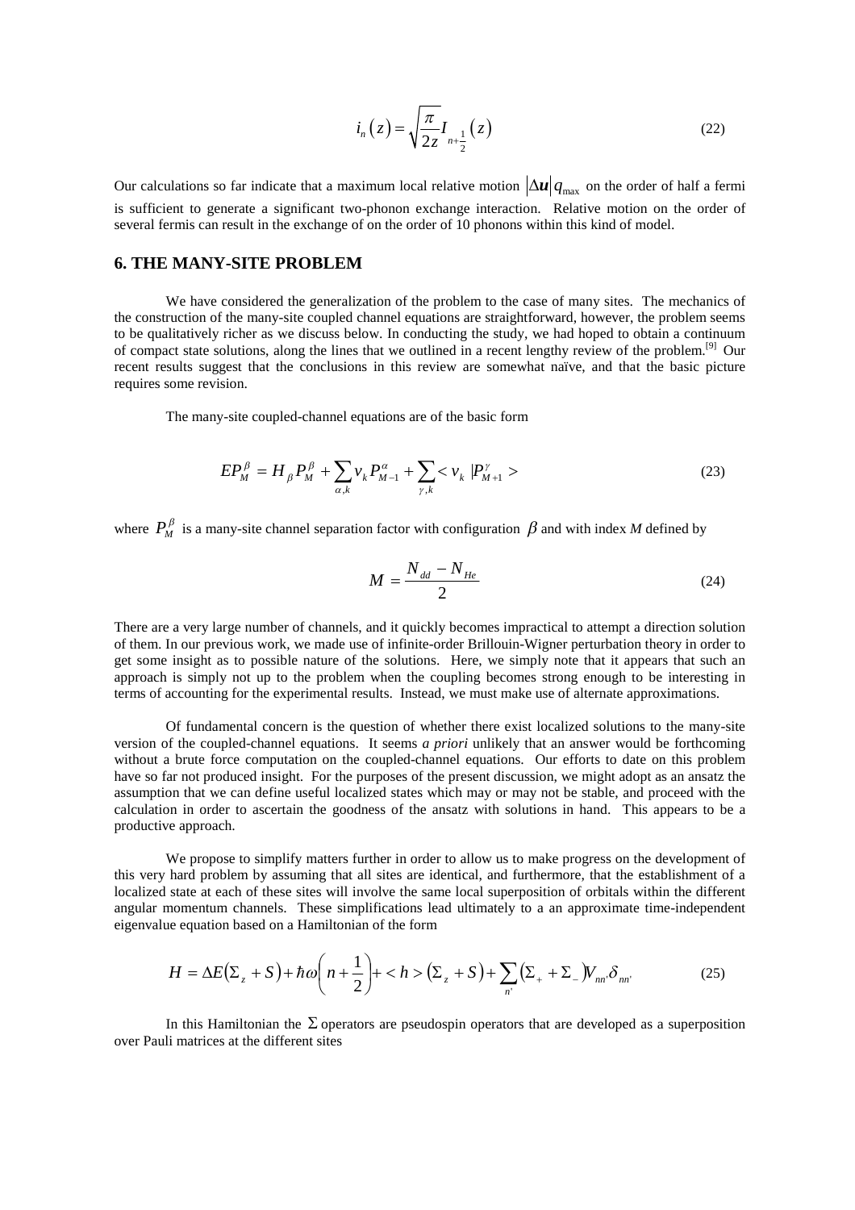$$i_n(z) = \sqrt{\frac{\pi}{2z}} I_{n+\frac{1}{2}}(z) \tag{22}$$

Our calculations so far indicate that a maximum local relative motion $|\Delta \boldsymbol{u}| q_{\max}$ on the order of half a fermi is sufficient to generate a significant two-phonon exchange interaction. Relative motion on the order of several fermis can result in the exchange of on the order of 10 phonons within this kind of model.

## 6. THE MANY-SITE PROBLEM

We have considered the generalization of the problem to the case of many sites. The mechanics of the construction of the many-site coupled channel equations are straightforward, however, the problem seems to be qualitatively richer as we discuss below. In conducting the study, we had hoped to obtain a continuum of compact state solutions, along the lines that we outlined in a recent lengthy review of the problem.[9] Our recent results suggest that the conclusions in this review are somewhat naïve, and that the basic picture requires some revision.

The many-site coupled-channel equations are of the basic form

$$EP_M^\beta = H_\beta P_M^\beta + \sum_{\alpha,k} v_k P_{M-1}^\alpha + \sum_{\gamma,k} < v_k \, |P_{M+1}^\gamma > \tag{23}$$

where $P_M^\beta$ is a many-site channel separation factor with configuration $\beta$ and with index $M$ defined by

$$M = \frac{N_{dd} - N_{He}}{2} \tag{24}$$

There are a very large number of channels, and it quickly becomes impractical to attempt a direction solution of them. In our previous work, we made use of infinite-order Brillouin-Wigner perturbation theory in order to get some insight as to possible nature of the solutions. Here, we simply note that it appears that such an approach is simply not up to the problem when the coupling becomes strong enough to be interesting in terms of accounting for the experimental results. Instead, we must make use of alternate approximations.

Of fundamental concern is the question of whether there exist localized solutions to the many-site version of the coupled-channel equations. It seems *a priori* unlikely that an answer would be forthcoming without a brute force computation on the coupled-channel equations. Our efforts to date on this problem have so far not produced insight. For the purposes of the present discussion, we might adopt as an ansatz the assumption that we can define useful localized states which may or may not be stable, and proceed with the calculation in order to ascertain the goodness of the ansatz with solutions in hand. This appears to be a productive approach.

We propose to simplify matters further in order to allow us to make progress on the development of this very hard problem by assuming that all sites are identical, and furthermore, that the establishment of a localized state at each of these sites will involve the same local superposition of orbitals within the different angular momentum channels. These simplifications lead ultimately to a an approximate time-independent eigenvalue equation based on a Hamiltonian of the form

$$H = \Delta E(\Sigma_z + S) + \hbar\omega\left(n + \frac{1}{2}\right) + < h > (\Sigma_z + S) + \sum_{n'} (\Sigma_+ + \Sigma_-) V_{nn'} \delta_{nn'} \tag{25}$$

In this Hamiltonian the $\Sigma$ operators are pseudospin operators that are developed as a superposition over Pauli matrices at the different sites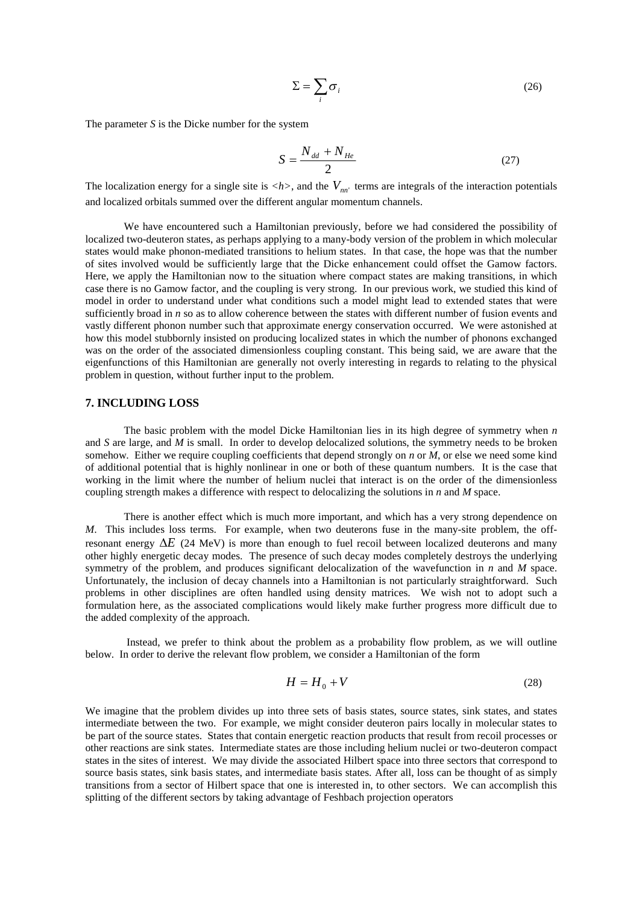$$\Sigma = \sum_i \sigma_i \tag{26}$$

The parameter $S$ is the Dicke number for the system

$$S = \frac{N_{dd} + N_{He}}{2} \tag{27}$$

The localization energy for a single site is $<h>$, and the $V_{nn'}$ terms are integrals of the interaction potentials and localized orbitals summed over the different angular momentum channels.

We have encountered such a Hamiltonian previously, before we had considered the possibility of localized two-deuteron states, as perhaps applying to a many-body version of the problem in which molecular states would make phonon-mediated transitions to helium states. In that case, the hope was that the number of sites involved would be sufficiently large that the Dicke enhancement could offset the Gamow factors. Here, we apply the Hamiltonian now to the situation where compact states are making transitions, in which case there is no Gamow factor, and the coupling is very strong. In our previous work, we studied this kind of model in order to understand under what conditions such a model might lead to extended states that were sufficiently broad in $n$ so as to allow coherence between the states with different number of fusion events and vastly different phonon number such that approximate energy conservation occurred. We were astonished at how this model stubbornly insisted on producing localized states in which the number of phonons exchanged was on the order of the associated dimensionless coupling constant. This being said, we are aware that the eigenfunctions of this Hamiltonian are generally not overly interesting in regards to relating to the physical problem in question, without further input to the problem.

## 7. INCLUDING LOSS

The basic problem with the model Dicke Hamiltonian lies in its high degree of symmetry when $n$ and $S$ are large, and $M$ is small. In order to develop delocalized solutions, the symmetry needs to be broken somehow. Either we require coupling coefficients that depend strongly on $n$ or $M$, or else we need some kind of additional potential that is highly nonlinear in one or both of these quantum numbers. It is the case that working in the limit where the number of helium nuclei that interact is on the order of the dimensionless coupling strength makes a difference with respect to delocalizing the solutions in $n$ and $M$ space.

There is another effect which is much more important, and which has a very strong dependence on $M$. This includes loss terms. For example, when two deuterons fuse in the many-site problem, the off-resonant energy $\Delta E$ (24 MeV) is more than enough to fuel recoil between localized deuterons and many other highly energetic decay modes. The presence of such decay modes completely destroys the underlying symmetry of the problem, and produces significant delocalization of the wavefunction in $n$ and $M$ space. Unfortunately, the inclusion of decay channels into a Hamiltonian is not particularly straightforward. Such problems in other disciplines are often handled using density matrices. We wish not to adopt such a formulation here, as the associated complications would likely make further progress more difficult due to the added complexity of the approach.

Instead, we prefer to think about the problem as a probability flow problem, as we will outline below. In order to derive the relevant flow problem, we consider a Hamiltonian of the form

$$H = H_0 + V \tag{28}$$

We imagine that the problem divides up into three sets of basis states, source states, sink states, and states intermediate between the two. For example, we might consider deuteron pairs locally in molecular states to be part of the source states. States that contain energetic reaction products that result from recoil processes or other reactions are sink states. Intermediate states are those including helium nuclei or two-deuteron compact states in the sites of interest. We may divide the associated Hilbert space into three sectors that correspond to source basis states, sink basis states, and intermediate basis states. After all, loss can be thought of as simply transitions from a sector of Hilbert space that one is interested in, to other sectors. We can accomplish this splitting of the different sectors by taking advantage of Feshbach projection operators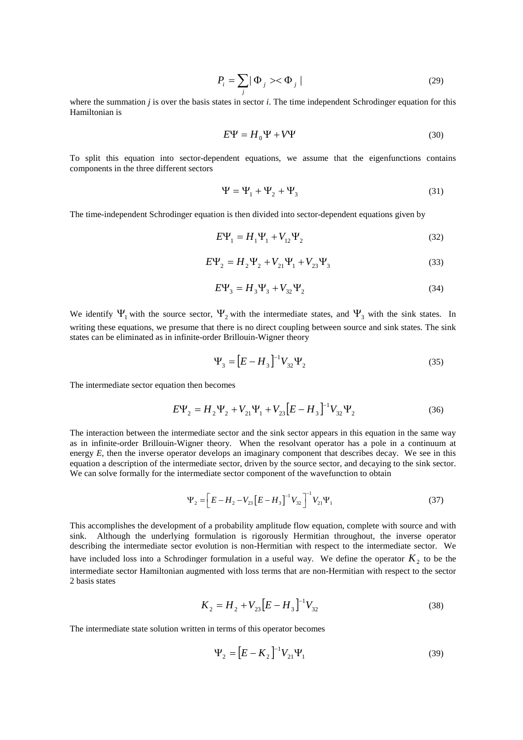$$P_i = \sum_j |\Phi_j><\Phi_j| \tag{29}$$

where the summation *j* is over the basis states in sector *i*. The time independent Schrodinger equation for this Hamiltonian is

$$E\Psi = H_0\Psi + V\Psi \tag{30}$$

To split this equation into sector-dependent equations, we assume that the eigenfunctions contains components in the three different sectors

$$\Psi = \Psi_1 + \Psi_2 + \Psi_3 \tag{31}$$

The time-independent Schrodinger equation is then divided into sector-dependent equations given by

$$E\Psi_1 = H_1\Psi_1 + V_{12}\Psi_2 \tag{32}$$

$$E\Psi_2 = H_2\Psi_2 + V_{21}\Psi_1 + V_{23}\Psi_3 \tag{33}$$

$$E\Psi_3 = H_3\Psi_3 + V_{32}\Psi_2 \tag{34}$$

We identify $\Psi_1$ with the source sector, $\Psi_2$ with the intermediate states, and $\Psi_3$ with the sink states. In writing these equations, we presume that there is no direct coupling between source and sink states. The sink states can be eliminated as in infinite-order Brillouin-Wigner theory

$$\Psi_3 = [E - H_3]^{-1} V_{32}\Psi_2 \tag{35}$$

The intermediate sector equation then becomes

$$E\Psi_2 = H_2\Psi_2 + V_{21}\Psi_1 + V_{23}[E - H_3]^{-1} V_{32}\Psi_2 \tag{36}$$

The interaction between the intermediate sector and the sink sector appears in this equation in the same way as in infinite-order Brillouin-Wigner theory. When the resolvant operator has a pole in a continuum at energy *E*, then the inverse operator develops an imaginary component that describes decay. We see in this equation a description of the intermediate sector, driven by the source sector, and decaying to the sink sector. We can solve formally for the intermediate sector component of the wavefunction to obtain

$$\Psi_2 = \left[E - H_2 - V_{23}[E - H_3]^{-1} V_{32}\right]^{-1} V_{21}\Psi_1 \tag{37}$$

This accomplishes the development of a probability amplitude flow equation, complete with source and with sink. Although the underlying formulation is rigorously Hermitian throughout, the inverse operator describing the intermediate sector evolution is non-Hermitian with respect to the intermediate sector. We have included loss into a Schrodinger formulation in a useful way. We define the operator $K_2$ to be the intermediate sector Hamiltonian augmented with loss terms that are non-Hermitian with respect to the sector 2 basis states

$$K_2 = H_2 + V_{23}[E - H_3]^{-1} V_{32} \tag{38}$$

The intermediate state solution written in terms of this operator becomes

$$\Psi_2 = [E - K_2]^{-1} V_{21}\Psi_1 \tag{39}$$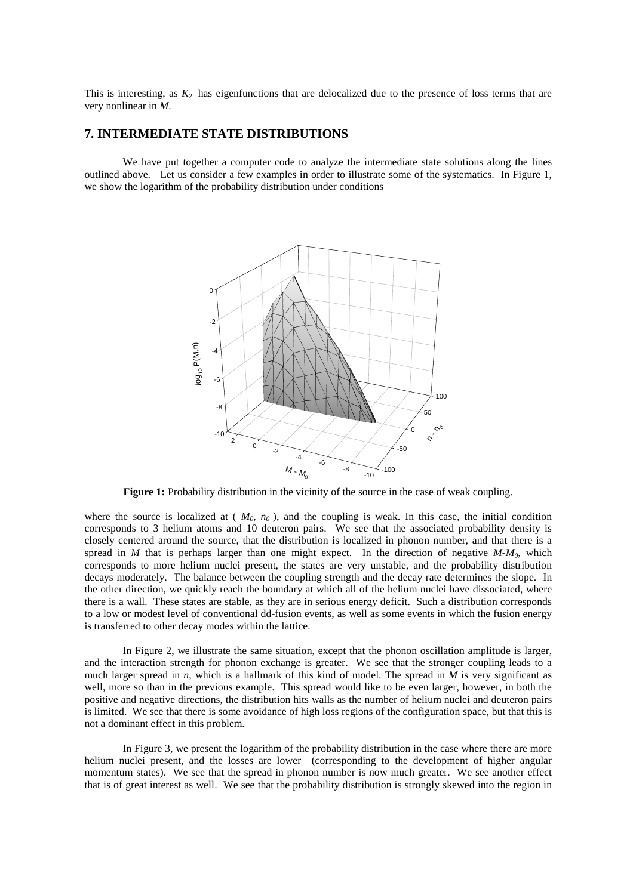This is interesting, as $K_2$ has eigenfunctions that are delocalized due to the presence of loss terms that are very nonlinear in $M$.

## 7. INTERMEDIATE STATE DISTRIBUTIONS

We have put together a computer code to analyze the intermediate state solutions along the lines outlined above. Let us consider a few examples in order to illustrate some of the systematics. In Figure 1, we show the logarithm of the probability distribution under conditions

**Figure 1:** Probability distribution in the vicinity of the source in the case of weak coupling.

where the source is localized at ( $M_0$, $n_0$ ), and the coupling is weak. In this case, the initial condition corresponds to 3 helium atoms and 10 deuteron pairs. We see that the associated probability density is closely centered around the source, that the distribution is localized in phonon number, and that there is a spread in $M$ that is perhaps larger than one might expect. In the direction of negative $M$-$M_0$, which corresponds to more helium nuclei present, the states are very unstable, and the probability distribution decays moderately. The balance between the coupling strength and the decay rate determines the slope. In the other direction, we quickly reach the boundary at which all of the helium nuclei have dissociated, where there is a wall. These states are stable, as they are in serious energy deficit. Such a distribution corresponds to a low or modest level of conventional dd-fusion events, as well as some events in which the fusion energy is transferred to other decay modes within the lattice.

In Figure 2, we illustrate the same situation, except that the phonon oscillation amplitude is larger, and the interaction strength for phonon exchange is greater. We see that the stronger coupling leads to a much larger spread in $n$, which is a hallmark of this kind of model. The spread in $M$ is very significant as well, more so than in the previous example. This spread would like to be even larger, however, in both the positive and negative directions, the distribution hits walls as the number of helium nuclei and deuteron pairs is limited. We see that there is some avoidance of high loss regions of the configuration space, but that this is not a dominant effect in this problem.

In Figure 3, we present the logarithm of the probability distribution in the case where there are more helium nuclei present, and the losses are lower (corresponding to the development of higher angular momentum states). We see that the spread in phonon number is now much greater. We see another effect that is of great interest as well. We see that the probability distribution is strongly skewed into the region in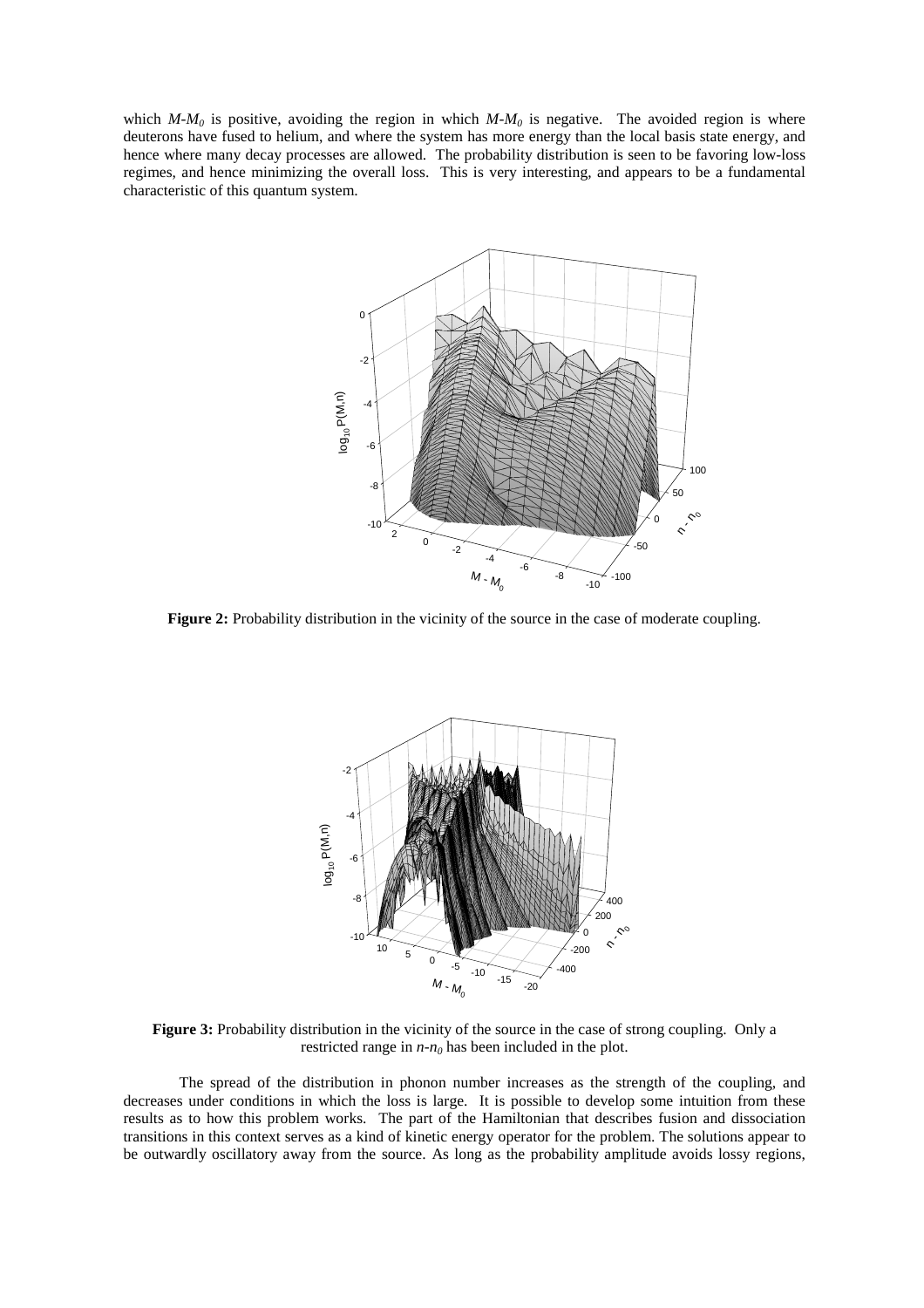which $M$-$M_0$ is positive, avoiding the region in which $M$-$M_0$ is negative. The avoided region is where deuterons have fused to helium, and where the system has more energy than the local basis state energy, and hence where many decay processes are allowed. The probability distribution is seen to be favoring low-loss regimes, and hence minimizing the overall loss. This is very interesting, and appears to be a fundamental characteristic of this quantum system.

**Figure 2:** Probability distribution in the vicinity of the source in the case of moderate coupling.

**Figure 3:** Probability distribution in the vicinity of the source in the case of strong coupling. Only a restricted range in $n$-$n_0$ has been included in the plot.

The spread of the distribution in phonon number increases as the strength of the coupling, and decreases under conditions in which the loss is large. It is possible to develop some intuition from these results as to how this problem works. The part of the Hamiltonian that describes fusion and dissociation transitions in this context serves as a kind of kinetic energy operator for the problem. The solutions appear to be outwardly oscillatory away from the source. As long as the probability amplitude avoids lossy regions,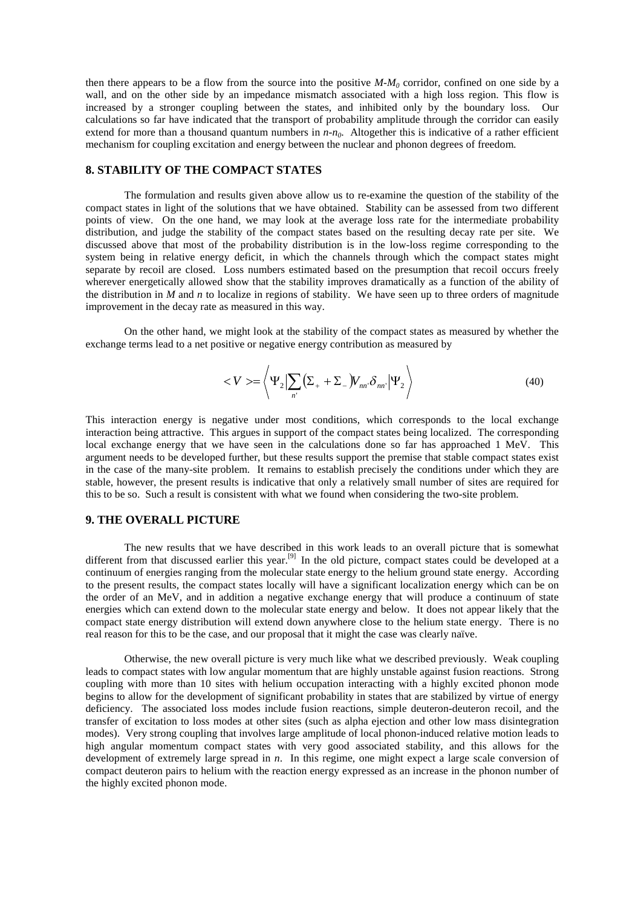then there appears to be a flow from the source into the positive $M$-$M_0$ corridor, confined on one side by a wall, and on the other side by an impedance mismatch associated with a high loss region. This flow is increased by a stronger coupling between the states, and inhibited only by the boundary loss. Our calculations so far have indicated that the transport of probability amplitude through the corridor can easily extend for more than a thousand quantum numbers in $n$-$n_0$. Altogether this is indicative of a rather efficient mechanism for coupling excitation and energy between the nuclear and phonon degrees of freedom.

## 8. STABILITY OF THE COMPACT STATES

The formulation and results given above allow us to re-examine the question of the stability of the compact states in light of the solutions that we have obtained. Stability can be assessed from two different points of view. On the one hand, we may look at the average loss rate for the intermediate probability distribution, and judge the stability of the compact states based on the resulting decay rate per site. We discussed above that most of the probability distribution is in the low-loss regime corresponding to the system being in relative energy deficit, in which the channels through which the compact states might separate by recoil are closed. Loss numbers estimated based on the presumption that recoil occurs freely wherever energetically allowed show that the stability improves dramatically as a function of the ability of the distribution in $M$ and $n$ to localize in regions of stability. We have seen up to three orders of magnitude improvement in the decay rate as measured in this way.

On the other hand, we might look at the stability of the compact states as measured by whether the exchange terms lead to a net positive or negative energy contribution as measured by

$$< V > = \left\langle \Psi_2 \middle| \sum_{n'} \left( \Sigma_+ + \Sigma_- \right) V_{nn'} \delta_{nn'} \middle| \Psi_2 \right\rangle \tag{40}$$

This interaction energy is negative under most conditions, which corresponds to the local exchange interaction being attractive. This argues in support of the compact states being localized. The corresponding local exchange energy that we have seen in the calculations done so far has approached 1 MeV. This argument needs to be developed further, but these results support the premise that stable compact states exist in the case of the many-site problem. It remains to establish precisely the conditions under which they are stable, however, the present results is indicative that only a relatively small number of sites are required for this to be so. Such a result is consistent with what we found when considering the two-site problem.

## 9. THE OVERALL PICTURE

The new results that we have described in this work leads to an overall picture that is somewhat different from that discussed earlier this year.[9] In the old picture, compact states could be developed at a continuum of energies ranging from the molecular state energy to the helium ground state energy. According to the present results, the compact states locally will have a significant localization energy which can be on the order of an MeV, and in addition a negative exchange energy that will produce a continuum of state energies which can extend down to the molecular state energy and below. It does not appear likely that the compact state energy distribution will extend down anywhere close to the helium state energy. There is no real reason for this to be the case, and our proposal that it might the case was clearly naïve.

Otherwise, the new overall picture is very much like what we described previously. Weak coupling leads to compact states with low angular momentum that are highly unstable against fusion reactions. Strong coupling with more than 10 sites with helium occupation interacting with a highly excited phonon mode begins to allow for the development of significant probability in states that are stabilized by virtue of energy deficiency. The associated loss modes include fusion reactions, simple deuteron-deuteron recoil, and the transfer of excitation to loss modes at other sites (such as alpha ejection and other low mass disintegration modes). Very strong coupling that involves large amplitude of local phonon-induced relative motion leads to high angular momentum compact states with very good associated stability, and this allows for the development of extremely large spread in $n$. In this regime, one might expect a large scale conversion of compact deuteron pairs to helium with the reaction energy expressed as an increase in the phonon number of the highly excited phonon mode.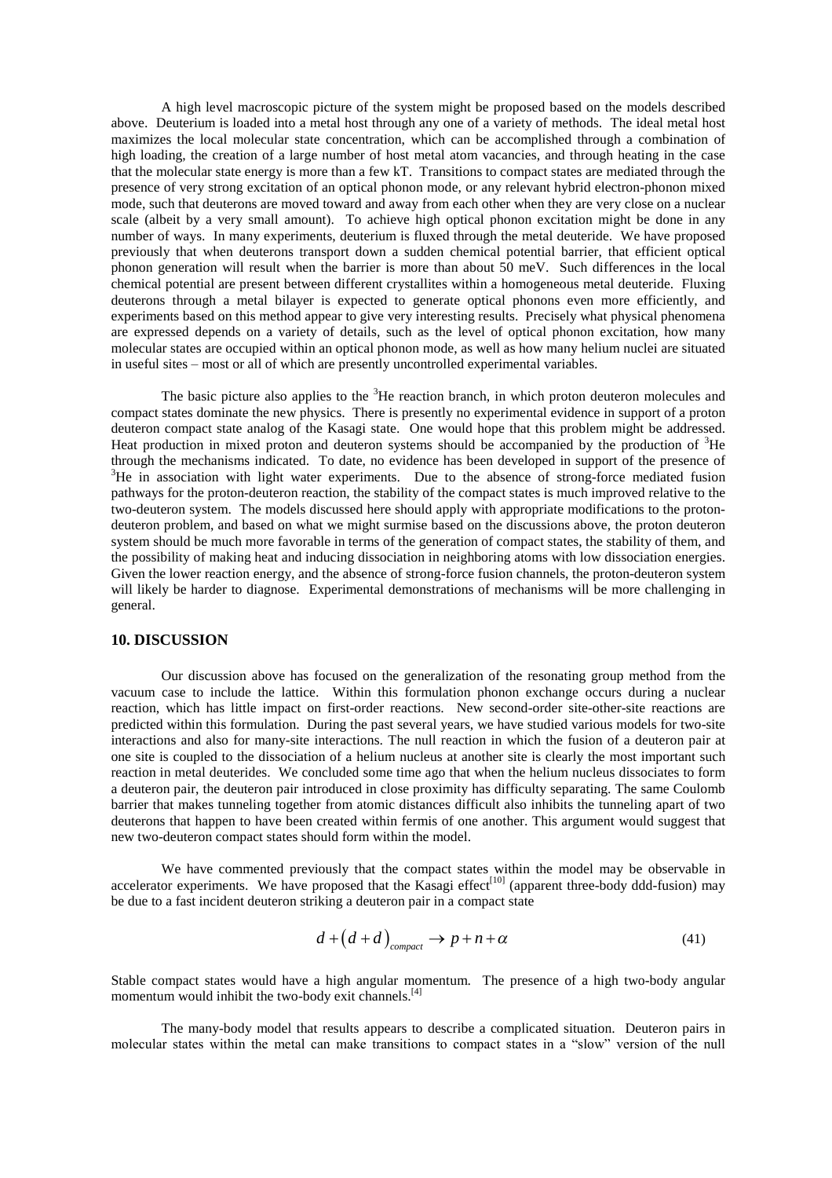A high level macroscopic picture of the system might be proposed based on the models described above. Deuterium is loaded into a metal host through any one of a variety of methods. The ideal metal host maximizes the local molecular state concentration, which can be accomplished through a combination of high loading, the creation of a large number of host metal atom vacancies, and through heating in the case that the molecular state energy is more than a few kT. Transitions to compact states are mediated through the presence of very strong excitation of an optical phonon mode, or any relevant hybrid electron-phonon mixed mode, such that deuterons are moved toward and away from each other when they are very close on a nuclear scale (albeit by a very small amount). To achieve high optical phonon excitation might be done in any number of ways. In many experiments, deuterium is fluxed through the metal deuteride. We have proposed previously that when deuterons transport down a sudden chemical potential barrier, that efficient optical phonon generation will result when the barrier is more than about 50 meV. Such differences in the local chemical potential are present between different crystallites within a homogeneous metal deuteride. Fluxing deuterons through a metal bilayer is expected to generate optical phonons even more efficiently, and experiments based on this method appear to give very interesting results. Precisely what physical phenomena are expressed depends on a variety of details, such as the level of optical phonon excitation, how many molecular states are occupied within an optical phonon mode, as well as how many helium nuclei are situated in useful sites – most or all of which are presently uncontrolled experimental variables.

The basic picture also applies to the $^3$He reaction branch, in which proton deuteron molecules and compact states dominate the new physics. There is presently no experimental evidence in support of a proton deuteron compact state analog of the Kasagi state. One would hope that this problem might be addressed. Heat production in mixed proton and deuteron systems should be accompanied by the production of $^3$He through the mechanisms indicated. To date, no evidence has been developed in support of the presence of $^3$He in association with light water experiments. Due to the absence of strong-force mediated fusion pathways for the proton-deuteron reaction, the stability of the compact states is much improved relative to the two-deuteron system. The models discussed here should apply with appropriate modifications to the proton-deuteron problem, and based on what we might surmise based on the discussions above, the proton deuteron system should be much more favorable in terms of the generation of compact states, the stability of them, and the possibility of making heat and inducing dissociation in neighboring atoms with low dissociation energies. Given the lower reaction energy, and the absence of strong-force fusion channels, the proton-deuteron system will likely be harder to diagnose. Experimental demonstrations of mechanisms will be more challenging in general.

## 10. DISCUSSION

Our discussion above has focused on the generalization of the resonating group method from the vacuum case to include the lattice. Within this formulation phonon exchange occurs during a nuclear reaction, which has little impact on first-order reactions. New second-order site-other-site reactions are predicted within this formulation. During the past several years, we have studied various models for two-site interactions and also for many-site interactions. The null reaction in which the fusion of a deuteron pair at one site is coupled to the dissociation of a helium nucleus at another site is clearly the most important such reaction in metal deuterides. We concluded some time ago that when the helium nucleus dissociates to form a deuteron pair, the deuteron pair introduced in close proximity has difficulty separating. The same Coulomb barrier that makes tunneling together from atomic distances difficult also inhibits the tunneling apart of two deuterons that happen to have been created within fermis of one another. This argument would suggest that new two-deuteron compact states should form within the model.

We have commented previously that the compact states within the model may be observable in accelerator experiments. We have proposed that the Kasagi effect[10] (apparent three-body ddd-fusion) may be due to a fast incident deuteron striking a deuteron pair in a compact state

$$d + \left(d + d\right)_{compact} \rightarrow p + n + \alpha \tag{41}$$

Stable compact states would have a high angular momentum. The presence of a high two-body angular momentum would inhibit the two-body exit channels.[4]

The many-body model that results appears to describe a complicated situation. Deuteron pairs in molecular states within the metal can make transitions to compact states in a "slow" version of the null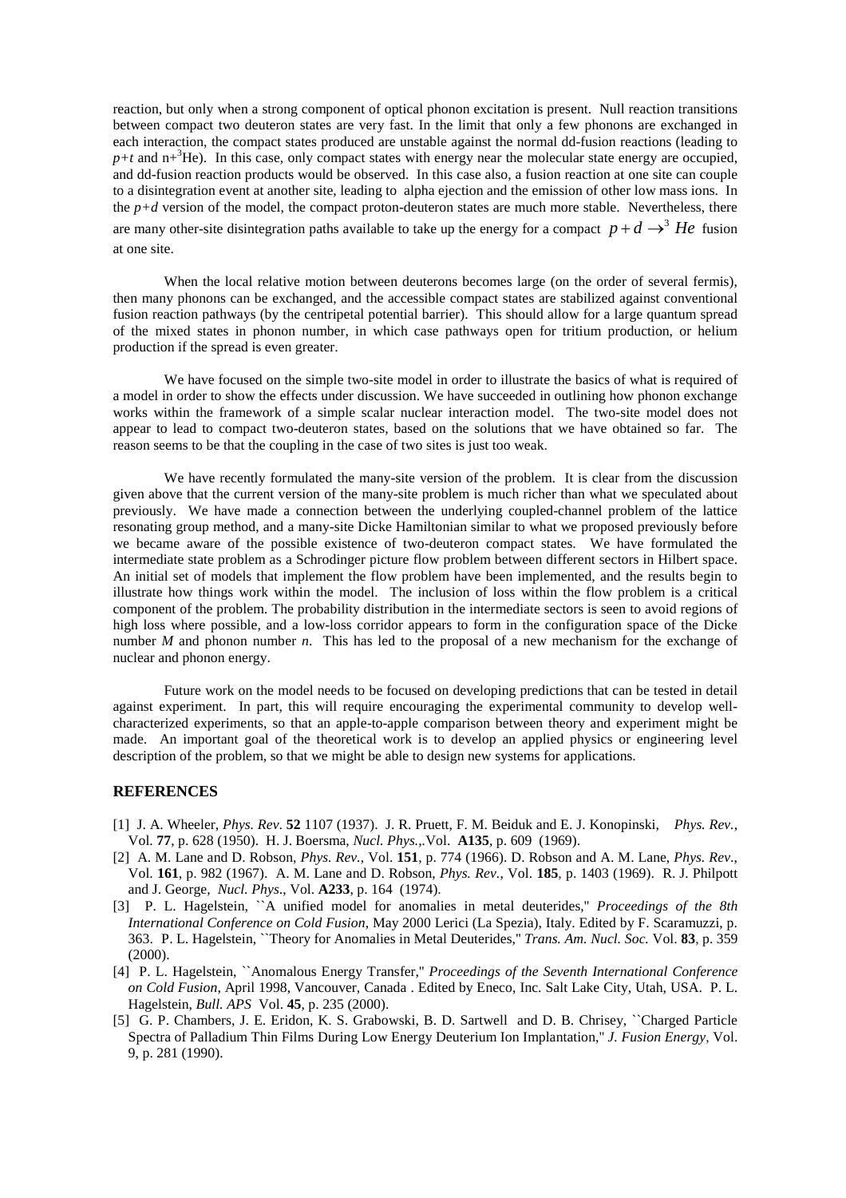reaction, but only when a strong component of optical phonon excitation is present. Null reaction transitions between compact two deuteron states are very fast. In the limit that only a few phonons are exchanged in each interaction, the compact states produced are unstable against the normal dd-fusion reactions (leading to $p+t$ and n+$^3$He). In this case, only compact states with energy near the molecular state energy are occupied, and dd-fusion reaction products would be observed. In this case also, a fusion reaction at one site can couple to a disintegration event at another site, leading to alpha ejection and the emission of other low mass ions. In the $p+d$ version of the model, the compact proton-deuteron states are much more stable. Nevertheless, there are many other-site disintegration paths available to take up the energy for a compact $p+d \rightarrow {}^3He$ fusion at one site.

When the local relative motion between deuterons becomes large (on the order of several fermis), then many phonons can be exchanged, and the accessible compact states are stabilized against conventional fusion reaction pathways (by the centripetal potential barrier). This should allow for a large quantum spread of the mixed states in phonon number, in which case pathways open for tritium production, or helium production if the spread is even greater.

We have focused on the simple two-site model in order to illustrate the basics of what is required of a model in order to show the effects under discussion. We have succeeded in outlining how phonon exchange works within the framework of a simple scalar nuclear interaction model. The two-site model does not appear to lead to compact two-deuteron states, based on the solutions that we have obtained so far. The reason seems to be that the coupling in the case of two sites is just too weak.

We have recently formulated the many-site version of the problem. It is clear from the discussion given above that the current version of the many-site problem is much richer than what we speculated about previously. We have made a connection between the underlying coupled-channel problem of the lattice resonating group method, and a many-site Dicke Hamiltonian similar to what we proposed previously before we became aware of the possible existence of two-deuteron compact states. We have formulated the intermediate state problem as a Schrodinger picture flow problem between different sectors in Hilbert space. An initial set of models that implement the flow problem have been implemented, and the results begin to illustrate how things work within the model. The inclusion of loss within the flow problem is a critical component of the problem. The probability distribution in the intermediate sectors is seen to avoid regions of high loss where possible, and a low-loss corridor appears to form in the configuration space of the Dicke number $M$ and phonon number $n$. This has led to the proposal of a new mechanism for the exchange of nuclear and phonon energy.

Future work on the model needs to be focused on developing predictions that can be tested in detail against experiment. In part, this will require encouraging the experimental community to develop well-characterized experiments, so that an apple-to-apple comparison between theory and experiment might be made. An important goal of the theoretical work is to develop an applied physics or engineering level description of the problem, so that we might be able to design new systems for applications.

## REFERENCES

[1] J. A. Wheeler, *Phys. Rev*. **52** 1107 (1937). J. R. Pruett, F. M. Beiduk and E. J. Konopinski, *Phys. Rev.*, Vol. **77**, p. 628 (1950). H. J. Boersma, *Nucl. Phys.*,.Vol. **A135**, p. 609 (1969).

[2] A. M. Lane and D. Robson, *Phys. Rev.*, Vol. **151**, p. 774 (1966). D. Robson and A. M. Lane, *Phys. Rev*., Vol. **161**, p. 982 (1967). A. M. Lane and D. Robson, *Phys. Rev.*, Vol. **185**, p. 1403 (1969). R. J. Philpott and J. George, *Nucl. Phys*., Vol. **A233**, p. 164 (1974).

[3] P. L. Hagelstein, ``A unified model for anomalies in metal deuterides,'' *Proceedings of the 8th International Conference on Cold Fusion*, May 2000 Lerici (La Spezia), Italy. Edited by F. Scaramuzzi, p. 363. P. L. Hagelstein, ``Theory for Anomalies in Metal Deuterides,'' *Trans. Am. Nucl. Soc.* Vol. **83**, p. 359 (2000).

[4] P. L. Hagelstein, ``Anomalous Energy Transfer,'' *Proceedings of the Seventh International Conference on Cold Fusion*, April 1998, Vancouver, Canada . Edited by Eneco, Inc. Salt Lake City, Utah, USA. P. L. Hagelstein, *Bull. APS* Vol. **45**, p. 235 (2000).

[5] G. P. Chambers, J. E. Eridon, K. S. Grabowski, B. D. Sartwell and D. B. Chrisey, ``Charged Particle Spectra of Palladium Thin Films During Low Energy Deuterium Ion Implantation,'' *J. Fusion Energy*, Vol. 9, p. 281 (1990).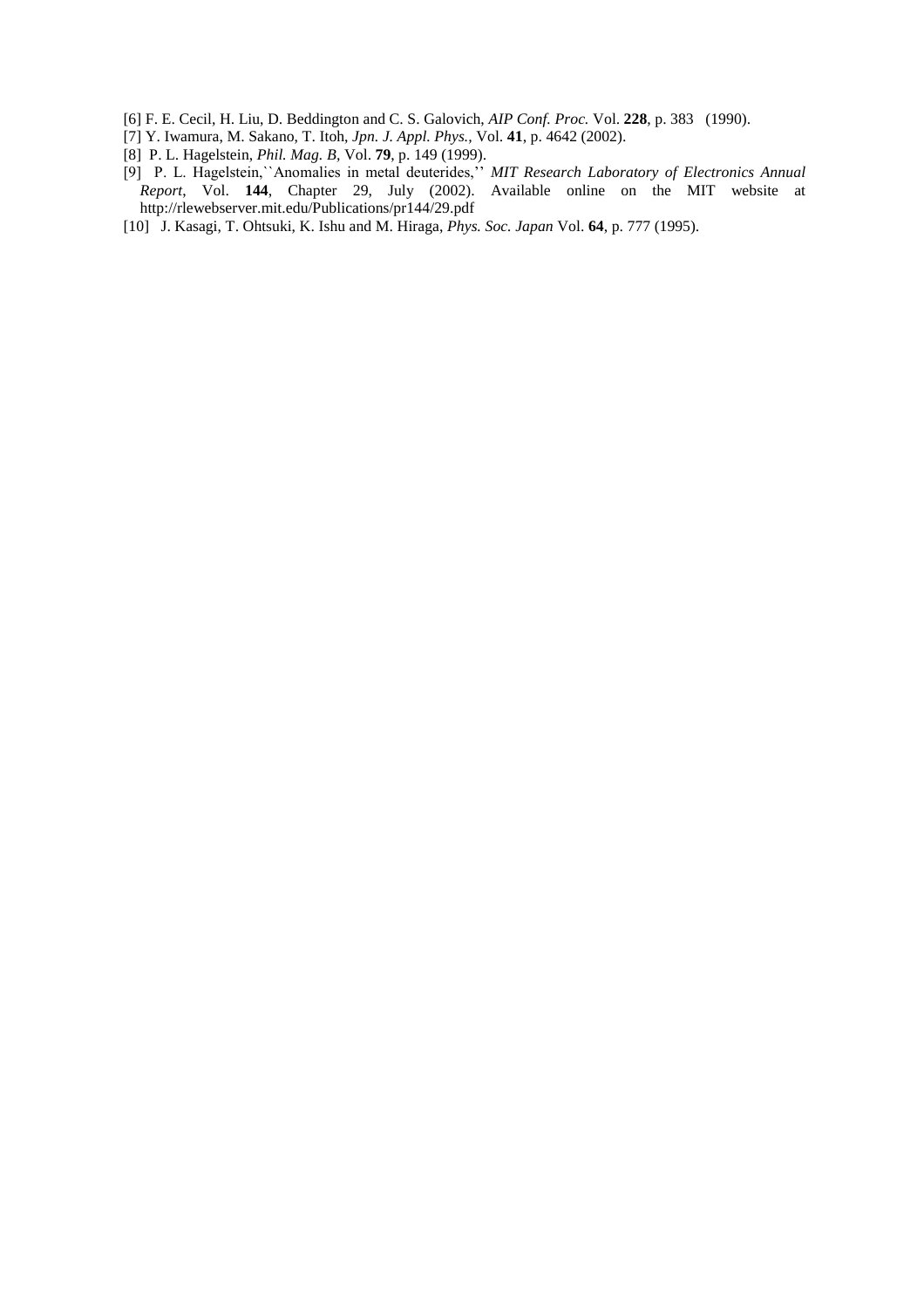[6] F. E. Cecil, H. Liu, D. Beddington and C. S. Galovich, *AIP Conf. Proc.* Vol. **228**, p. 383 (1990).

[7] Y. Iwamura, M. Sakano, T. Itoh, *Jpn. J. Appl. Phys.*, Vol. **41**, p. 4642 (2002).

[8] P. L. Hagelstein, *Phil. Mag. B*, Vol. **79**, p. 149 (1999).

[9] P. L. Hagelstein,``Anomalies in metal deuterides,'' *MIT Research Laboratory of Electronics Annual Report*, Vol. **144**, Chapter 29, July (2002). Available online on the MIT website at http://rlewebserver.mit.edu/Publications/pr144/29.pdf

[10] J. Kasagi, T. Ohtsuki, K. Ishu and M. Hiraga, *Phys. Soc. Japan* Vol. **64**, p. 777 (1995).